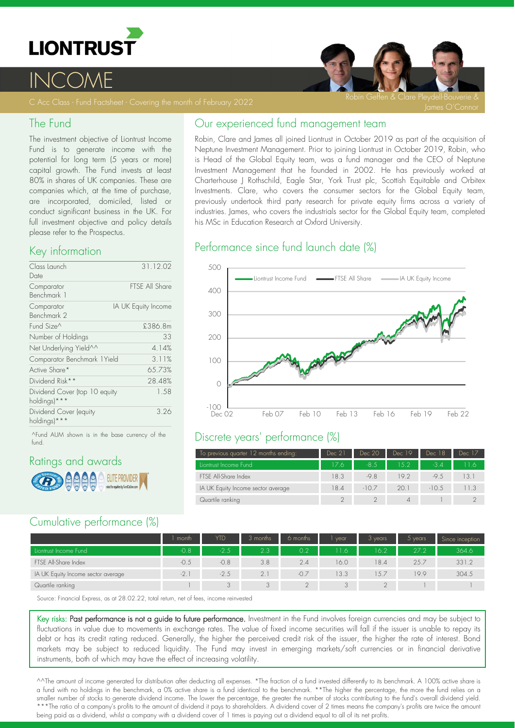# LIONTRUST

# INCOME

C Acc Class - Fund Factsheet - Covering the month of February 2022

Robin Geffen & Clare Pleydell-Bouverie & James O'Connor

## The Fund

The investment objective of Liontrust Income Fund is to generate income with the potential for long term (5 years or more) capital growth. The Fund invests at least 80% in shares of UK companies. These are companies which, at the time of purchase, are incorporated, domiciled, listed or conduct significant business in the UK. For full investment objective and policy details please refer to the Prospectus.

## Key information

| | |
|---|---|
| Class Launch Date | 31.12.02 |
| Comparator Benchmark 1 | FTSE All Share |
| Comparator Benchmark 2 | IA UK Equity Income |
| Fund Size^ | £386.8m |
| Number of Holdings | 33 |
| Net Underlying Yield^^ | 4.14% |
| Comparator Benchmark 1 Yield | 3.11% |
| Active Share* | 65.73% |
| Dividend Risk** | 28.48% |
| Dividend Cover (top 10 equity holdings)*** | 1.58 |
| Dividend Cover (equity holdings)*** | 3.26 |

^Fund AUM shown is in the base currency of the fund.

## Ratings and awards

## Our experienced fund management team

Robin, Clare and James all joined Liontrust in October 2019 as part of the acquisition of Neptune Investment Management. Prior to joining Liontrust in October 2019, Robin, who is Head of the Global Equity team, was a fund manager and the CEO of Neptune Investment Management that he founded in 2002. He has previously worked at Charterhouse J Rothschild, Eagle Star, York Trust plc, Scottish Equitable and Orbitex Investments. Clare, who covers the consumer sectors for the Global Equity team, previously undertook third party research for private equity firms across a variety of industries. James, who covers the industrials sector for the Global Equity team, completed his MSc in Education Research at Oxford University.

## Performance since fund launch date (%)

## Discrete years' performance (%)

| To previous quarter 12 months ending: | Dec 21 | Dec 20 | Dec 19 | Dec 18 | Dec 17 |
|---|---|---|---|---|---|
| Liontrust Income Fund | 17.6 | -8.5 | 15.2 | -3.4 | 11.6 |
| FTSE All-Share Index | 18.3 | -9.8 | 19.2 | -9.5 | 13.1 |
| IA UK Equity Income sector average | 18.4 | -10.7 | 20.1 | -10.5 | 11.3 |
| Quartile ranking | 2 | 2 | 4 | 1 | 2 |

## Cumulative performance (%)

| | 1 month | YTD | 3 months | 6 months | 1 year | 3 years | 5 years | Since inception |
|---|---|---|---|---|---|---|---|---|
| Liontrust Income Fund | -0.8 | -2.5 | 2.3 | 0.2 | 11.6 | 16.2 | 27.2 | 364.6 |
| FTSE All-Share Index | -0.5 | -0.8 | 3.8 | 2.4 | 16.0 | 18.4 | 25.7 | 331.2 |
| IA UK Equity Income sector average | -2.1 | -2.5 | 2.1 | -0.7 | 13.3 | 15.7 | 19.9 | 304.5 |
| Quartile ranking | 1 | 3 | 3 | 2 | 3 | 2 | 1 | 1 |

Source: Financial Express, as at 28.02.22, total return, net of fees, income reinvested

**Key risks: Past performance is not a guide to future performance.** Investment in the Fund involves foreign currencies and may be subject to fluctuations in value due to movements in exchange rates. The value of fixed income securities will fall if the issuer is unable to repay its debt or has its credit rating reduced. Generally, the higher the perceived credit risk of the issuer, the higher the rate of interest. Bond markets may be subject to reduced liquidity. The Fund may invest in emerging markets/soft currencies or in financial derivative instruments, both of which may have the effect of increasing volatility.

^^The amount of income generated for distribution after deducting all expenses. *The fraction of a fund invested differently to its benchmark. A 100% active share is a fund with no holdings in the benchmark, a 0% active share is a fund identical to the benchmark. **The higher the percentage, the more the fund relies on a smaller number of stocks to generate dividend income. The lower the percentage, the greater the number of stocks contributing to the fund's overall dividend yield. ***The ratio of a company's profits to the amount of dividend it pays to shareholders. A dividend cover of 2 times means the company's profits are twice the amount being paid as a dividend, whilst a company with a dividend cover of 1 times is paying out a dividend equal to all of its net profits.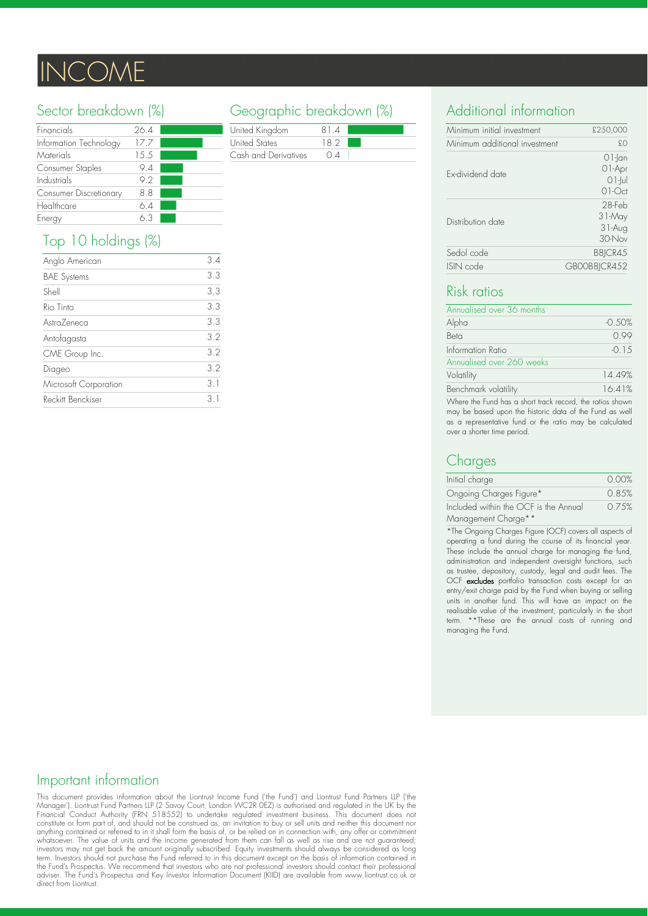# INCOME

## Sector breakdown (%)

| | |
|---|---|
| Financials | 26.4 |
| Information Technology | 17.7 |
| Materials | 15.5 |
| Consumer Staples | 9.4 |
| Industrials | 9.2 |
| Consumer Discretionary | 8.8 |
| Healthcare | 6.4 |
| Energy | 6.3 |

## Top 10 holdings (%)

| | |
|---|---|
| Anglo American | 3.4 |
| BAE Systems | 3.3 |
| Shell | 3.3 |
| Rio Tinto | 3.3 |
| AstraZeneca | 3.3 |
| Antofagasta | 3.2 |
| CME Group Inc. | 3.2 |
| Diageo | 3.2 |
| Microsoft Corporation | 3.1 |
| Reckitt Benckiser | 3.1 |

## Geographic breakdown (%)

| | |
|---|---|
| United Kingdom | 81.4 |
| United States | 18.2 |
| Cash and Derivatives | 0.4 |

## Additional information

| | |
|---|---|
| Minimum initial investment | £250,000 |
| Minimum additional investment | £0 |
| Ex-dividend date | 01-Jan<br>01-Apr<br>01-Jul<br>01-Oct |
| Distribution date | 28-Feb<br>31-May<br>31-Aug<br>30-Nov |
| Sedol code | B8JCR45 |
| ISIN code | GB00B8JCR452 |

## Risk ratios

| | |
|---|---|
| Annualised over 36 months | |
| Alpha | -0.50% |
| Beta | 0.99 |
| Information Ratio | -0.15 |
| Annualised over 260 weeks | |
| Volatility | 14.49% |
| Benchmark volatility | 16.41% |

Where the Fund has a short track record, the ratios shown may be based upon the historic data of the Fund as well as a representative fund or the ratio may be calculated over a shorter time period.

## Charges

| | |
|---|---|
| Initial charge | 0.00% |
| Ongoing Charges Figure* | 0.85% |
| Included within the OCF is the Annual Management Charge** | 0.75% |

*The Ongoing Charges Figure (OCF) covers all aspects of operating a fund during the course of its financial year. These include the annual charge for managing the fund, administration and independent oversight functions, such as trustee, depository, custody, legal and audit fees. The OCF **excludes** portfolio transaction costs except for an entry/exit charge paid by the Fund when buying or selling units in another fund. This will have an impact on the realisable value of the investment, particularly in the short term. **These are the annual costs of running and managing the Fund.

## Important information

This document provides information about the Liontrust Income Fund ('the Fund') and Liontrust Fund Partners LLP ('the Manager'). Liontrust Fund Partners LLP (2 Savoy Court, London WC2R 0EZ) is authorised and regulated in the UK by the Financial Conduct Authority (FRN 518552) to undertake regulated investment business. This document does not constitute or form part of, and should not be construed as, an invitation to buy or sell units and neither this document nor anything contained or referred to in it shall form the basis of, or be relied on in connection with, any offer or commitment whatsoever. The value of units and the income generated from them can fall as well as rise and are not guaranteed; investors may not get back the amount originally subscribed. Equity investments should always be considered as long term. Investors should not purchase the Fund referred to in this document except on the basis of information contained in the Fund's Prospectus. We recommend that investors who are not professional investors should contact their professional adviser. The Fund's Prospectus and Key Investor Information Document (KIID) are available from www.liontrust.co.uk or direct from Liontrust.